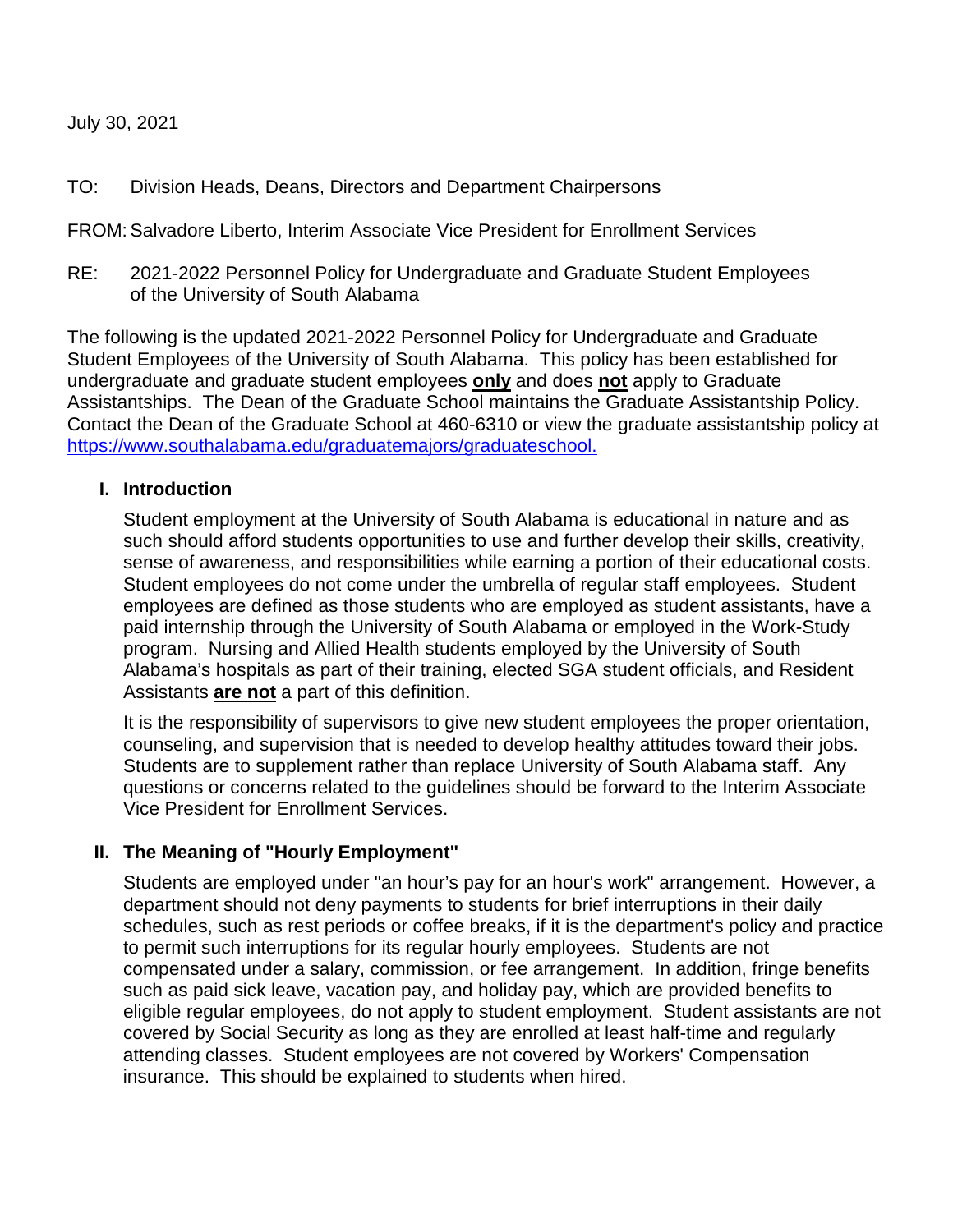July 30, 2021

TO: Division Heads, Deans, Directors and Department Chairpersons

FROM: Salvadore Liberto, Interim Associate Vice President for Enrollment Services

RE: 2021-2022 Personnel Policy for Undergraduate and Graduate Student Employees of the University of South Alabama

The following is the updated 2021-2022 Personnel Policy for Undergraduate and Graduate Student Employees of the University of South Alabama. This policy has been established for undergraduate and graduate student employees **only** and does **not** apply to Graduate Assistantships. The Dean of the Graduate School maintains the Graduate Assistantship Policy. Contact the Dean of the Graduate School at 460-6310 or view the graduate assistantship policy at https://www.southalabama.edu/graduatemajors/graduateschool.

## I. Introduction

Student employment at the University of South Alabama is educational in nature and as such should afford students opportunities to use and further develop their skills, creativity, sense of awareness, and responsibilities while earning a portion of their educational costs. Student employees do not come under the umbrella of regular staff employees. Student employees are defined as those students who are employed as student assistants, have a paid internship through the University of South Alabama or employed in the Work-Study program. Nursing and Allied Health students employed by the University of South Alabama's hospitals as part of their training, elected SGA student officials, and Resident Assistants **are not** a part of this definition.

It is the responsibility of supervisors to give new student employees the proper orientation, counseling, and supervision that is needed to develop healthy attitudes toward their jobs. Students are to supplement rather than replace University of South Alabama staff. Any questions or concerns related to the guidelines should be forward to the Interim Associate Vice President for Enrollment Services.

## II. The Meaning of "Hourly Employment"

Students are employed under "an hour's pay for an hour's work" arrangement. However, a department should not deny payments to students for brief interruptions in their daily schedules, such as rest periods or coffee breaks, if it is the department's policy and practice to permit such interruptions for its regular hourly employees. Students are not compensated under a salary, commission, or fee arrangement. In addition, fringe benefits such as paid sick leave, vacation pay, and holiday pay, which are provided benefits to eligible regular employees, do not apply to student employment. Student assistants are not covered by Social Security as long as they are enrolled at least half-time and regularly attending classes. Student employees are not covered by Workers' Compensation insurance. This should be explained to students when hired.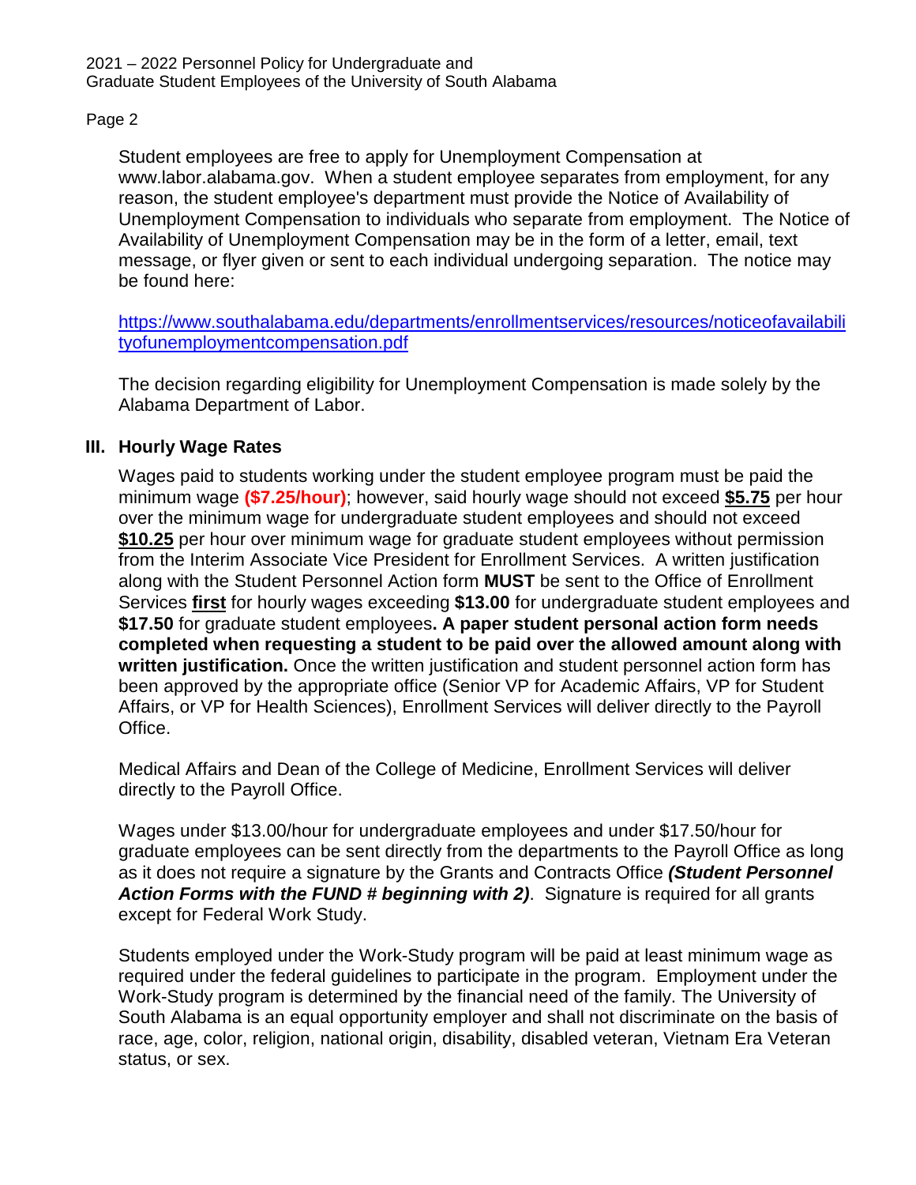Student employees are free to apply for Unemployment Compensation at www.labor.alabama.gov. When a student employee separates from employment, for any reason, the student employee's department must provide the Notice of Availability of Unemployment Compensation to individuals who separate from employment. The Notice of Availability of Unemployment Compensation may be in the form of a letter, email, text message, or flyer given or sent to each individual undergoing separation. The notice may be found here:

https://www.southalabama.edu/departments/enrollmentservices/resources/noticeofavailabilityofunemploymentcompensation.pdf

The decision regarding eligibility for Unemployment Compensation is made solely by the Alabama Department of Labor.

## III. Hourly Wage Rates

Wages paid to students working under the student employee program must be paid the minimum wage **($7.25/hour)**; however, said hourly wage should not exceed **$5.75** per hour over the minimum wage for undergraduate student employees and should not exceed **$10.25** per hour over minimum wage for graduate student employees without permission from the Interim Associate Vice President for Enrollment Services. A written justification along with the Student Personnel Action form **MUST** be sent to the Office of Enrollment Services **first** for hourly wages exceeding **$13.00** for undergraduate student employees and **$17.50** for graduate student employees**. A paper student personal action form needs completed when requesting a student to be paid over the allowed amount along with written justification.** Once the written justification and student personnel action form has been approved by the appropriate office (Senior VP for Academic Affairs, VP for Student Affairs, or VP for Health Sciences), Enrollment Services will deliver directly to the Payroll Office.

Medical Affairs and Dean of the College of Medicine, Enrollment Services will deliver directly to the Payroll Office.

Wages under $13.00/hour for undergraduate employees and under $17.50/hour for graduate employees can be sent directly from the departments to the Payroll Office as long as it does not require a signature by the Grants and Contracts Office ***(Student Personnel Action Forms with the FUND # beginning with 2)***. Signature is required for all grants except for Federal Work Study.

Students employed under the Work-Study program will be paid at least minimum wage as required under the federal guidelines to participate in the program. Employment under the Work-Study program is determined by the financial need of the family. The University of South Alabama is an equal opportunity employer and shall not discriminate on the basis of race, age, color, religion, national origin, disability, disabled veteran, Vietnam Era Veteran status, or sex.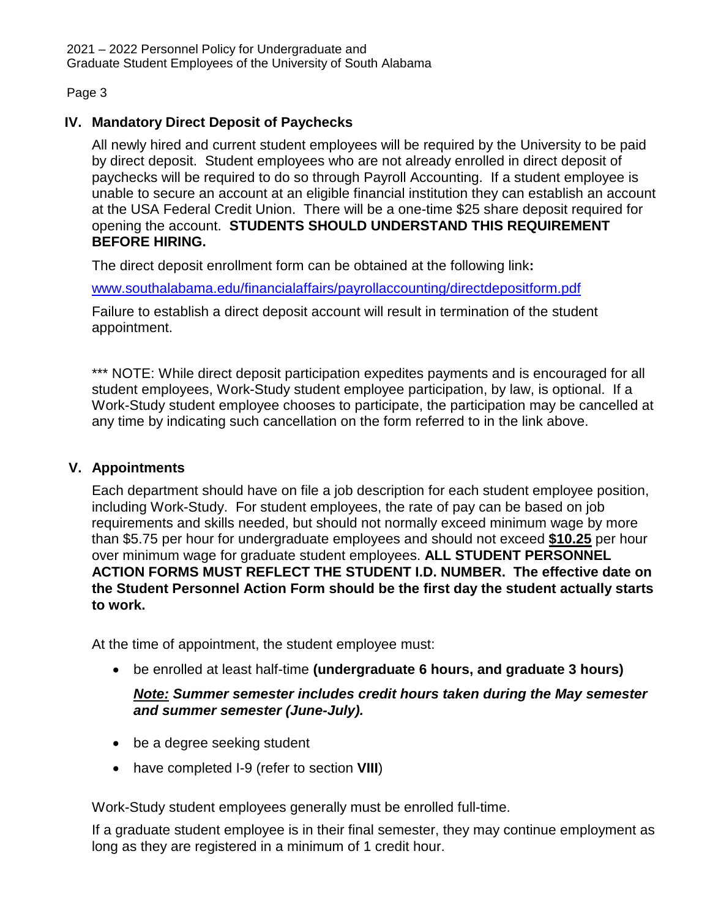## IV. Mandatory Direct Deposit of Paychecks

All newly hired and current student employees will be required by the University to be paid by direct deposit. Student employees who are not already enrolled in direct deposit of paychecks will be required to do so through Payroll Accounting. If a student employee is unable to secure an account at an eligible financial institution they can establish an account at the USA Federal Credit Union. There will be a one-time $25 share deposit required for opening the account. **STUDENTS SHOULD UNDERSTAND THIS REQUIREMENT BEFORE HIRING.**

The direct deposit enrollment form can be obtained at the following link**:**

[www.southalabama.edu/financialaffairs/payrollaccounting/directdepositform.pdf](www.southalabama.edu/financialaffairs/payrollaccounting/directdepositform.pdf)

Failure to establish a direct deposit account will result in termination of the student appointment.

*** NOTE: While direct deposit participation expedites payments and is encouraged for all student employees, Work-Study student employee participation, by law, is optional. If a Work-Study student employee chooses to participate, the participation may be cancelled at any time by indicating such cancellation on the form referred to in the link above.

## V. Appointments

Each department should have on file a job description for each student employee position, including Work-Study. For student employees, the rate of pay can be based on job requirements and skills needed, but should not normally exceed minimum wage by more than $5.75 per hour for undergraduate employees and should not exceed **<u>$10.25</u>** per hour over minimum wage for graduate student employees. **ALL STUDENT PERSONNEL ACTION FORMS MUST REFLECT THE STUDENT I.D. NUMBER. The effective date on the Student Personnel Action Form should be the first day the student actually starts to work.**

At the time of appointment, the student employee must:

- be enrolled at least half-time **(undergraduate 6 hours, and graduate 3 hours)**

  ***<u>Note:</u> Summer semester includes credit hours taken during the May semester and summer semester (June-July).***

- be a degree seeking student
- have completed I-9 (refer to section **VIII**)

Work-Study student employees generally must be enrolled full-time.

If a graduate student employee is in their final semester, they may continue employment as long as they are registered in a minimum of 1 credit hour.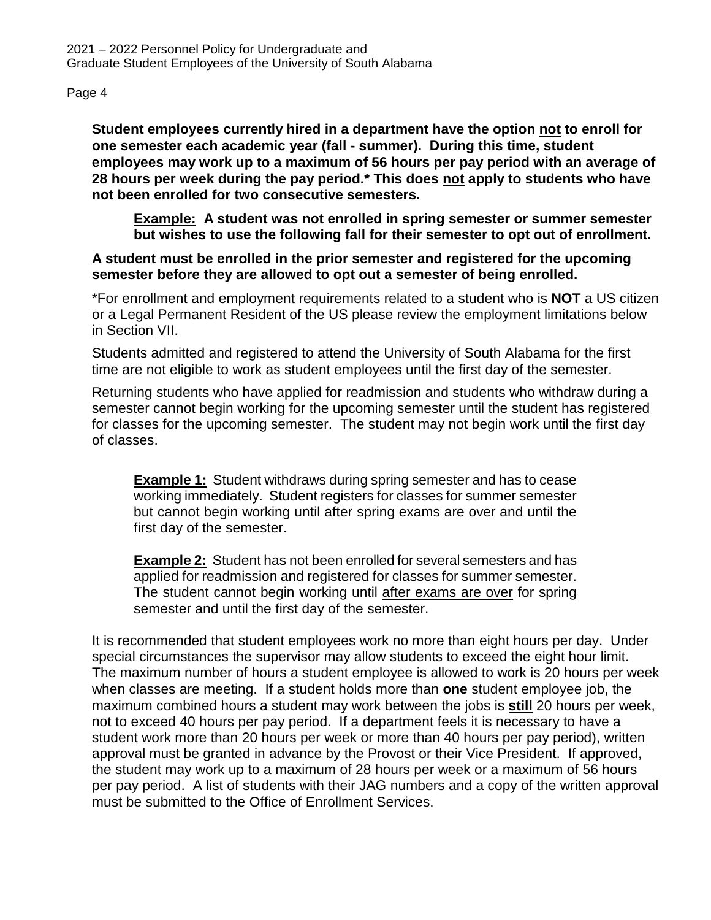**Student employees currently hired in a department have the option <u>not</u> to enroll for one semester each academic year (fall - summer). During this time, student employees may work up to a maximum of 56 hours per pay period with an average of 28 hours per week during the pay period.* This does <u>not</u> apply to students who have not been enrolled for two consecutive semesters.**

> **<u>Example:</u> A student was not enrolled in spring semester or summer semester but wishes to use the following fall for their semester to opt out of enrollment.**

**A student must be enrolled in the prior semester and registered for the upcoming semester before they are allowed to opt out a semester of being enrolled.**

*For enrollment and employment requirements related to a student who is **NOT** a US citizen or a Legal Permanent Resident of the US please review the employment limitations below in Section VII.

Students admitted and registered to attend the University of South Alabama for the first time are not eligible to work as student employees until the first day of the semester.

Returning students who have applied for readmission and students who withdraw during a semester cannot begin working for the upcoming semester until the student has registered for classes for the upcoming semester. The student may not begin work until the first day of classes.

> **<u>Example 1:</u>** Student withdraws during spring semester and has to cease working immediately. Student registers for classes for summer semester but cannot begin working until after spring exams are over and until the first day of the semester.
>
> **<u>Example 2:</u>** Student has not been enrolled for several semesters and has applied for readmission and registered for classes for summer semester. The student cannot begin working until <u>after exams are over</u> for spring semester and until the first day of the semester.

It is recommended that student employees work no more than eight hours per day. Under special circumstances the supervisor may allow students to exceed the eight hour limit. The maximum number of hours a student employee is allowed to work is 20 hours per week when classes are meeting. If a student holds more than **one** student employee job, the maximum combined hours a student may work between the jobs is **<u>still</u>** 20 hours per week, not to exceed 40 hours per pay period. If a department feels it is necessary to have a student work more than 20 hours per week or more than 40 hours per pay period), written approval must be granted in advance by the Provost or their Vice President. If approved, the student may work up to a maximum of 28 hours per week or a maximum of 56 hours per pay period. A list of students with their JAG numbers and a copy of the written approval must be submitted to the Office of Enrollment Services.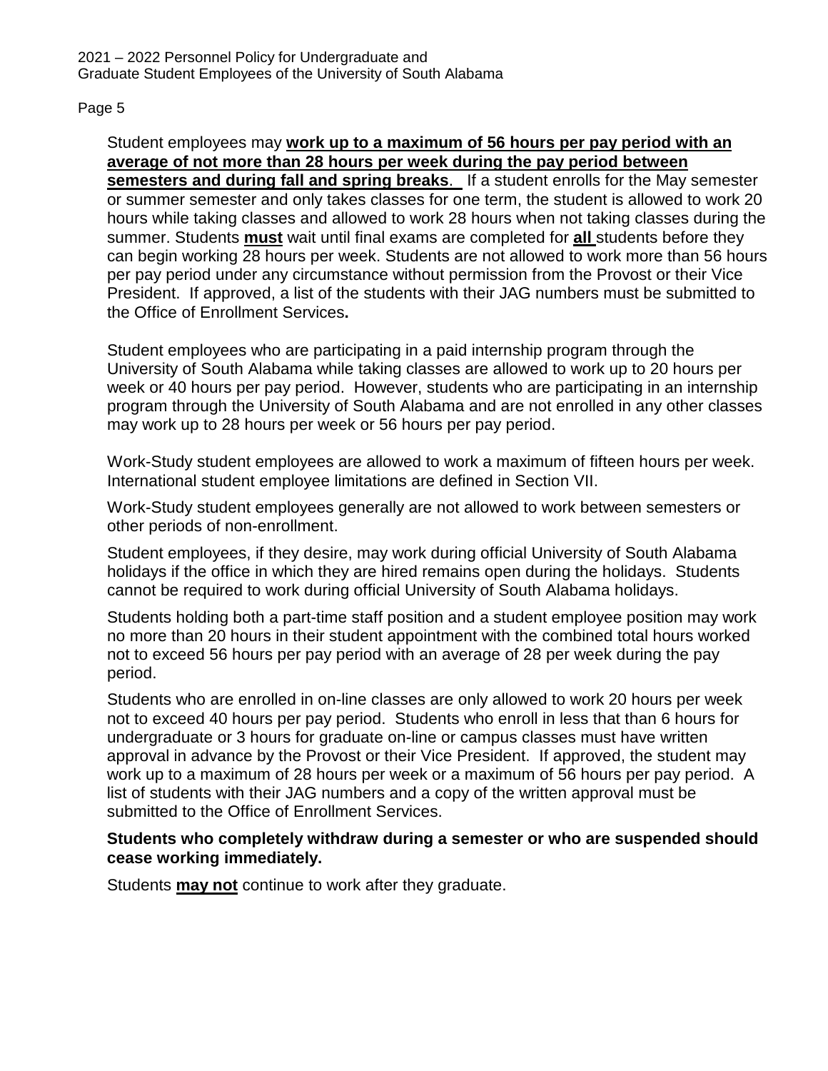Student employees may **work up to a maximum of 56 hours per pay period with an average of not more than 28 hours per week during the pay period between semesters and during fall and spring breaks**. If a student enrolls for the May semester or summer semester and only takes classes for one term, the student is allowed to work 20 hours while taking classes and allowed to work 28 hours when not taking classes during the summer. Students **must** wait until final exams are completed for **all** students before they can begin working 28 hours per week. Students are not allowed to work more than 56 hours per pay period under any circumstance without permission from the Provost or their Vice President. If approved, a list of the students with their JAG numbers must be submitted to the Office of Enrollment Services**.**

Student employees who are participating in a paid internship program through the University of South Alabama while taking classes are allowed to work up to 20 hours per week or 40 hours per pay period. However, students who are participating in an internship program through the University of South Alabama and are not enrolled in any other classes may work up to 28 hours per week or 56 hours per pay period.

Work-Study student employees are allowed to work a maximum of fifteen hours per week. International student employee limitations are defined in Section VII.

Work-Study student employees generally are not allowed to work between semesters or other periods of non-enrollment.

Student employees, if they desire, may work during official University of South Alabama holidays if the office in which they are hired remains open during the holidays. Students cannot be required to work during official University of South Alabama holidays.

Students holding both a part-time staff position and a student employee position may work no more than 20 hours in their student appointment with the combined total hours worked not to exceed 56 hours per pay period with an average of 28 per week during the pay period.

Students who are enrolled in on-line classes are only allowed to work 20 hours per week not to exceed 40 hours per pay period. Students who enroll in less that than 6 hours for undergraduate or 3 hours for graduate on-line or campus classes must have written approval in advance by the Provost or their Vice President. If approved, the student may work up to a maximum of 28 hours per week or a maximum of 56 hours per pay period. A list of students with their JAG numbers and a copy of the written approval must be submitted to the Office of Enrollment Services.

**Students who completely withdraw during a semester or who are suspended should cease working immediately.**

Students **may not** continue to work after they graduate.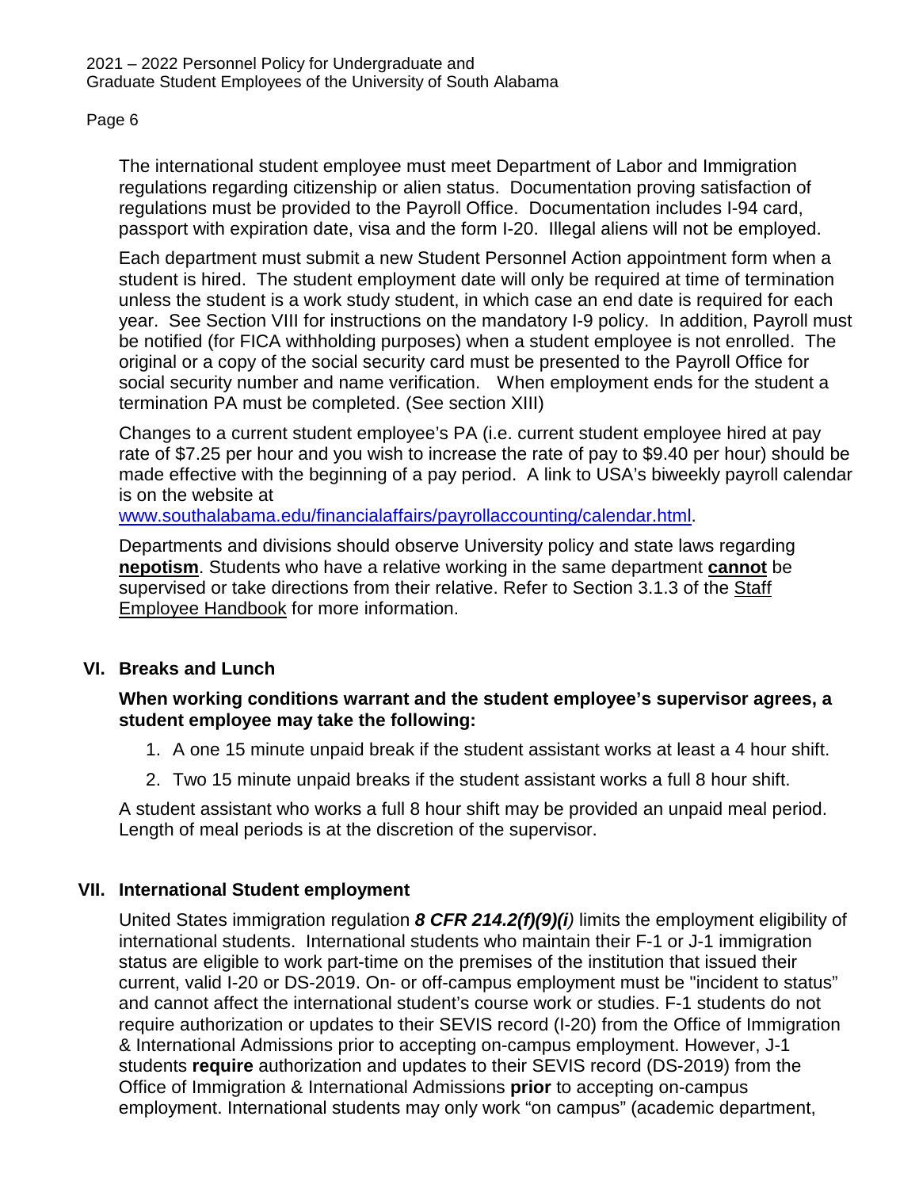The international student employee must meet Department of Labor and Immigration regulations regarding citizenship or alien status. Documentation proving satisfaction of regulations must be provided to the Payroll Office. Documentation includes I-94 card, passport with expiration date, visa and the form I-20. Illegal aliens will not be employed.

Each department must submit a new Student Personnel Action appointment form when a student is hired. The student employment date will only be required at time of termination unless the student is a work study student, in which case an end date is required for each year. See Section VIII for instructions on the mandatory I-9 policy. In addition, Payroll must be notified (for FICA withholding purposes) when a student employee is not enrolled. The original or a copy of the social security card must be presented to the Payroll Office for social security number and name verification. When employment ends for the student a termination PA must be completed. (See section XIII)

Changes to a current student employee's PA (i.e. current student employee hired at pay rate of $7.25 per hour and you wish to increase the rate of pay to $9.40 per hour) should be made effective with the beginning of a pay period. A link to USA's biweekly payroll calendar is on the website at [www.southalabama.edu/financialaffairs/payrollaccounting/calendar.html](www.southalabama.edu/financialaffairs/payrollaccounting/calendar.html).

Departments and divisions should observe University policy and state laws regarding **nepotism**. Students who have a relative working in the same department **cannot** be supervised or take directions from their relative. Refer to Section 3.1.3 of the Staff Employee Handbook for more information.

## VI. Breaks and Lunch

**When working conditions warrant and the student employee's supervisor agrees, a student employee may take the following:**

1. A one 15 minute unpaid break if the student assistant works at least a 4 hour shift.
2. Two 15 minute unpaid breaks if the student assistant works a full 8 hour shift.

A student assistant who works a full 8 hour shift may be provided an unpaid meal period. Length of meal periods is at the discretion of the supervisor.

## VII. International Student employment

United States immigration regulation ***8 CFR 214.2(f)(9)(i)*** limits the employment eligibility of international students. International students who maintain their F-1 or J-1 immigration status are eligible to work part-time on the premises of the institution that issued their current, valid I-20 or DS-2019. On- or off-campus employment must be "incident to status" and cannot affect the international student's course work or studies. F-1 students do not require authorization or updates to their SEVIS record (I-20) from the Office of Immigration & International Admissions prior to accepting on-campus employment. However, J-1 students **require** authorization and updates to their SEVIS record (DS-2019) from the Office of Immigration & International Admissions **prior** to accepting on-campus employment. International students may only work "on campus" (academic department,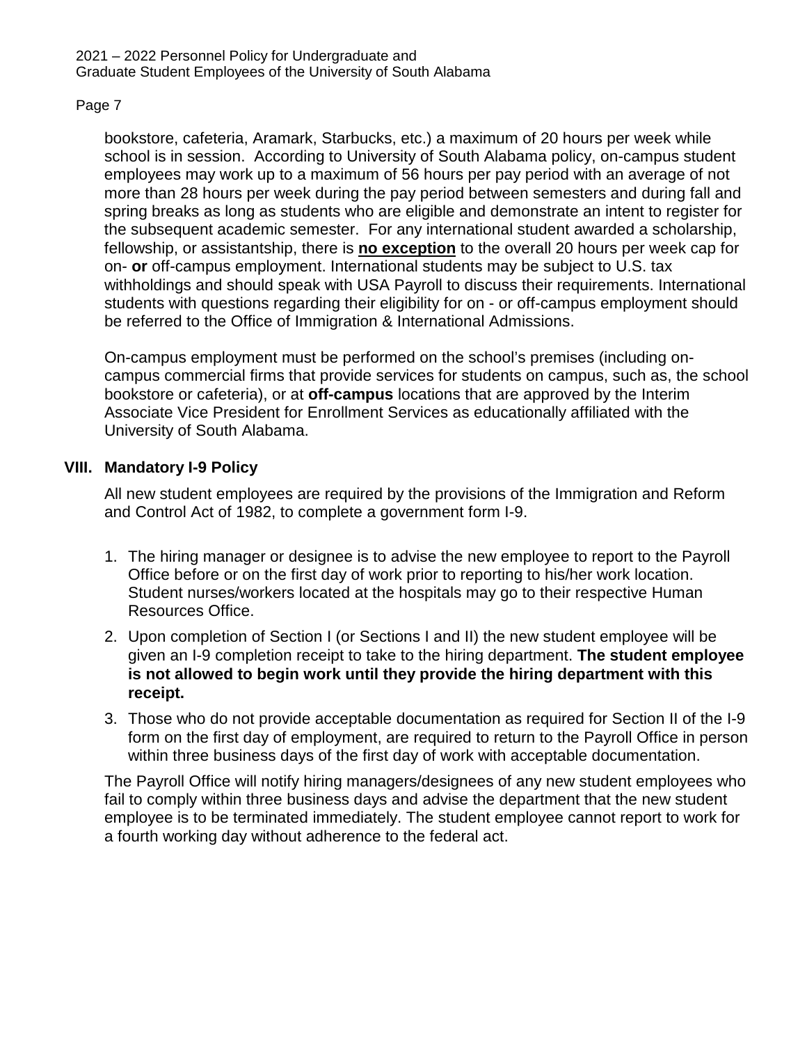bookstore, cafeteria, Aramark, Starbucks, etc.) a maximum of 20 hours per week while school is in session. According to University of South Alabama policy, on-campus student employees may work up to a maximum of 56 hours per pay period with an average of not more than 28 hours per week during the pay period between semesters and during fall and spring breaks as long as students who are eligible and demonstrate an intent to register for the subsequent academic semester. For any international student awarded a scholarship, fellowship, or assistantship, there is **no exception** to the overall 20 hours per week cap for on- **or** off-campus employment. International students may be subject to U.S. tax withholdings and should speak with USA Payroll to discuss their requirements. International students with questions regarding their eligibility for on - or off-campus employment should be referred to the Office of Immigration & International Admissions.

On-campus employment must be performed on the school's premises (including on-campus commercial firms that provide services for students on campus, such as, the school bookstore or cafeteria), or at **off-campus** locations that are approved by the Interim Associate Vice President for Enrollment Services as educationally affiliated with the University of South Alabama.

## VIII. Mandatory I-9 Policy

All new student employees are required by the provisions of the Immigration and Reform and Control Act of 1982, to complete a government form I-9.

1. The hiring manager or designee is to advise the new employee to report to the Payroll Office before or on the first day of work prior to reporting to his/her work location. Student nurses/workers located at the hospitals may go to their respective Human Resources Office.
2. Upon completion of Section I (or Sections I and II) the new student employee will be given an I-9 completion receipt to take to the hiring department. **The student employee is not allowed to begin work until they provide the hiring department with this receipt.**
3. Those who do not provide acceptable documentation as required for Section II of the I-9 form on the first day of employment, are required to return to the Payroll Office in person within three business days of the first day of work with acceptable documentation.

The Payroll Office will notify hiring managers/designees of any new student employees who fail to comply within three business days and advise the department that the new student employee is to be terminated immediately. The student employee cannot report to work for a fourth working day without adherence to the federal act.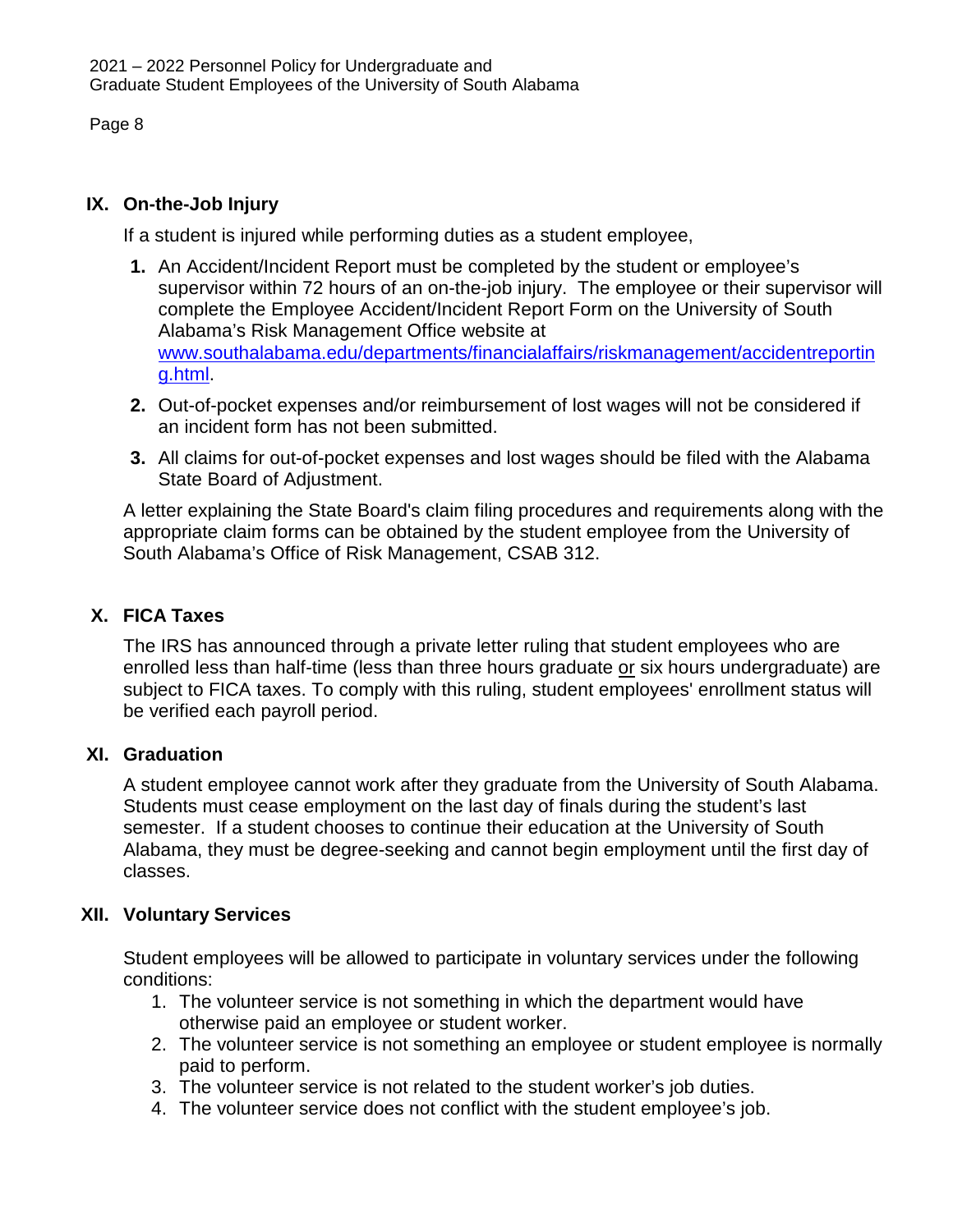## IX. On-the-Job Injury

If a student is injured while performing duties as a student employee,

1. **An Accident/Incident Report must be completed by the student or employee's supervisor within 72 hours of an on-the-job injury.** The employee or their supervisor will complete the Employee Accident/Incident Report Form on the University of South Alabama's Risk Management Office website at [www.southalabama.edu/departments/financialaffairs/riskmanagement/accidentreporting.html](www.southalabama.edu/departments/financialaffairs/riskmanagement/accidentreporting.html).
2. Out-of-pocket expenses and/or reimbursement of lost wages will not be considered if an incident form has not been submitted.
3. All claims for out-of-pocket expenses and lost wages should be filed with the Alabama State Board of Adjustment.

A letter explaining the State Board's claim filing procedures and requirements along with the appropriate claim forms can be obtained by the student employee from the University of South Alabama's Office of Risk Management, CSAB 312.

## X. FICA Taxes

The IRS has announced through a private letter ruling that student employees who are enrolled less than half-time (less than three hours graduate <u>or</u> six hours undergraduate) are subject to FICA taxes. To comply with this ruling, student employees' enrollment status will be verified each payroll period.

## XI. Graduation

A student employee cannot work after they graduate from the University of South Alabama. Students must cease employment on the last day of finals during the student's last semester. If a student chooses to continue their education at the University of South Alabama, they must be degree-seeking and cannot begin employment until the first day of classes.

## XII. Voluntary Services

Student employees will be allowed to participate in voluntary services under the following conditions:

1. The volunteer service is not something in which the department would have otherwise paid an employee or student worker.
2. The volunteer service is not something an employee or student employee is normally paid to perform.
3. The volunteer service is not related to the student worker's job duties.
4. The volunteer service does not conflict with the student employee's job.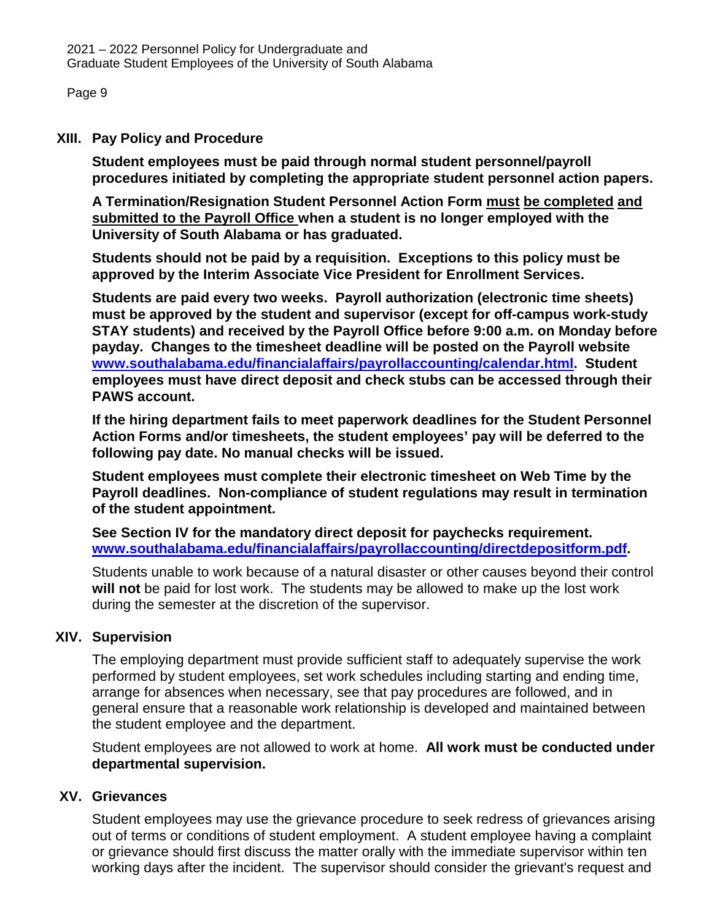## XIII. Pay Policy and Procedure

**Student employees must be paid through normal student personnel/payroll procedures initiated by completing the appropriate student personnel action papers.**

**A Termination/Resignation Student Personnel Action Form <u>must</u> <u>be completed</u> <u>and</u> <u>submitted to the Payroll Office</u> when a student is no longer employed with the University of South Alabama or has graduated.**

**Students should not be paid by a requisition. Exceptions to this policy must be approved by the Interim Associate Vice President for Enrollment Services.**

**Students are paid every two weeks. Payroll authorization (electronic time sheets) must be approved by the student and supervisor (except for off-campus work-study STAY students) and received by the Payroll Office before 9:00 a.m. on Monday before payday. Changes to the timesheet deadline will be posted on the Payroll website [www.southalabama.edu/financialaffairs/payrollaccounting/calendar.html](www.southalabama.edu/financialaffairs/payrollaccounting/calendar.html). Student employees must have direct deposit and check stubs can be accessed through their PAWS account.**

**If the hiring department fails to meet paperwork deadlines for the Student Personnel Action Forms and/or timesheets, the student employees' pay will be deferred to the following pay date. No manual checks will be issued.**

**Student employees must complete their electronic timesheet on Web Time by the Payroll deadlines. Non-compliance of student regulations may result in termination of the student appointment.**

**See Section IV for the mandatory direct deposit for paychecks requirement. [www.southalabama.edu/financialaffairs/payrollaccounting/directdepositform.pdf](www.southalabama.edu/financialaffairs/payrollaccounting/directdepositform.pdf).**

Students unable to work because of a natural disaster or other causes beyond their control **will not** be paid for lost work. The students may be allowed to make up the lost work during the semester at the discretion of the supervisor.

## XIV. Supervision

The employing department must provide sufficient staff to adequately supervise the work performed by student employees, set work schedules including starting and ending time, arrange for absences when necessary, see that pay procedures are followed, and in general ensure that a reasonable work relationship is developed and maintained between the student employee and the department.

Student employees are not allowed to work at home. **All work must be conducted under departmental supervision.**

## XV. Grievances

Student employees may use the grievance procedure to seek redress of grievances arising out of terms or conditions of student employment. A student employee having a complaint or grievance should first discuss the matter orally with the immediate supervisor within ten working days after the incident. The supervisor should consider the grievant's request and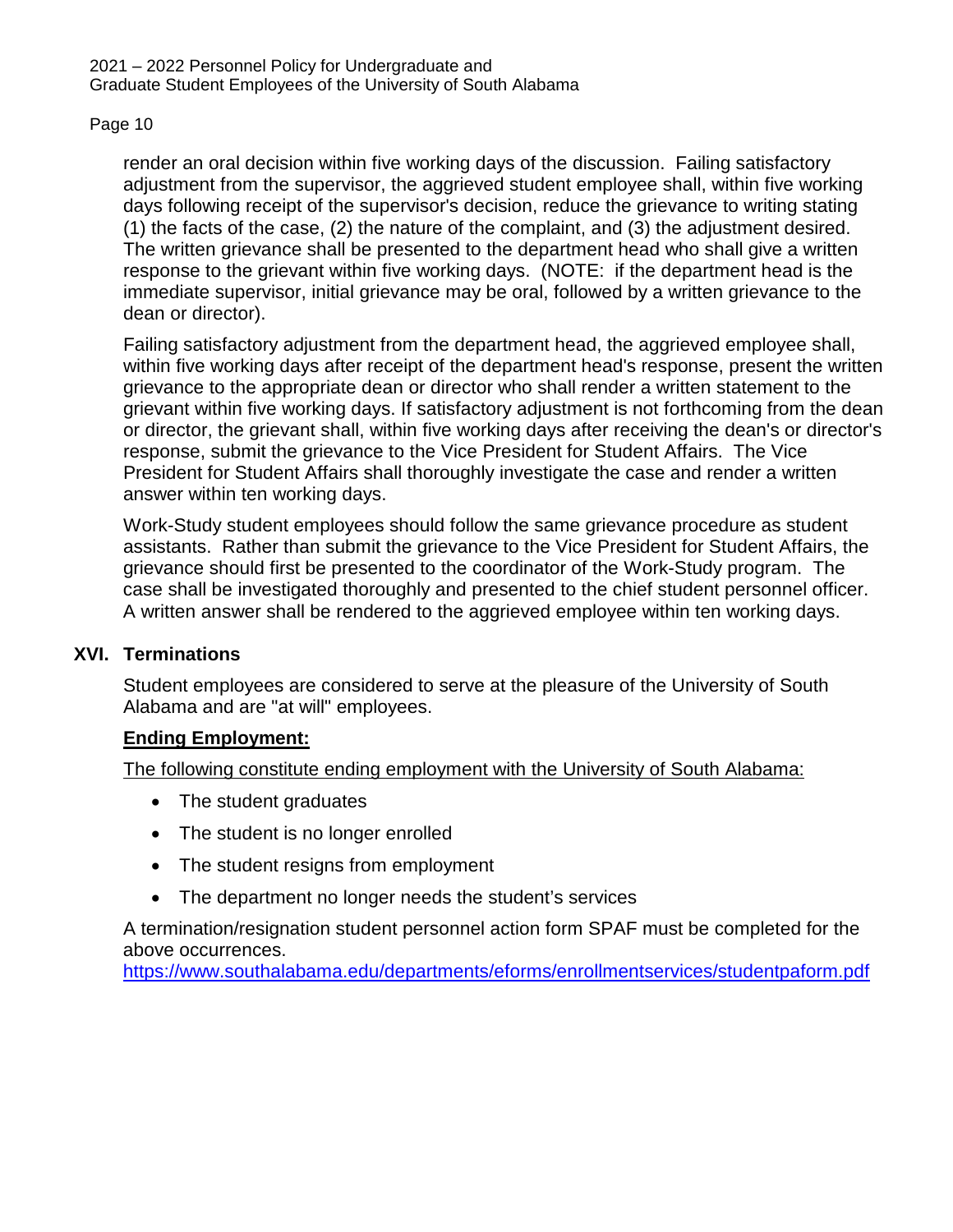render an oral decision within five working days of the discussion. Failing satisfactory adjustment from the supervisor, the aggrieved student employee shall, within five working days following receipt of the supervisor's decision, reduce the grievance to writing stating (1) the facts of the case, (2) the nature of the complaint, and (3) the adjustment desired. The written grievance shall be presented to the department head who shall give a written response to the grievant within five working days. (NOTE: if the department head is the immediate supervisor, initial grievance may be oral, followed by a written grievance to the dean or director).

Failing satisfactory adjustment from the department head, the aggrieved employee shall, within five working days after receipt of the department head's response, present the written grievance to the appropriate dean or director who shall render a written statement to the grievant within five working days. If satisfactory adjustment is not forthcoming from the dean or director, the grievant shall, within five working days after receiving the dean's or director's response, submit the grievance to the Vice President for Student Affairs. The Vice President for Student Affairs shall thoroughly investigate the case and render a written answer within ten working days.

Work-Study student employees should follow the same grievance procedure as student assistants. Rather than submit the grievance to the Vice President for Student Affairs, the grievance should first be presented to the coordinator of the Work-Study program. The case shall be investigated thoroughly and presented to the chief student personnel officer. A written answer shall be rendered to the aggrieved employee within ten working days.

## XVI. Terminations

Student employees are considered to serve at the pleasure of the University of South Alabama and are "at will" employees.

**Ending Employment:**

The following constitute ending employment with the University of South Alabama:

- The student graduates
- The student is no longer enrolled
- The student resigns from employment
- The department no longer needs the student's services

A termination/resignation student personnel action form SPAF must be completed for the above occurrences.
https://www.southalabama.edu/departments/eforms/enrollmentservices/studentpaform.pdf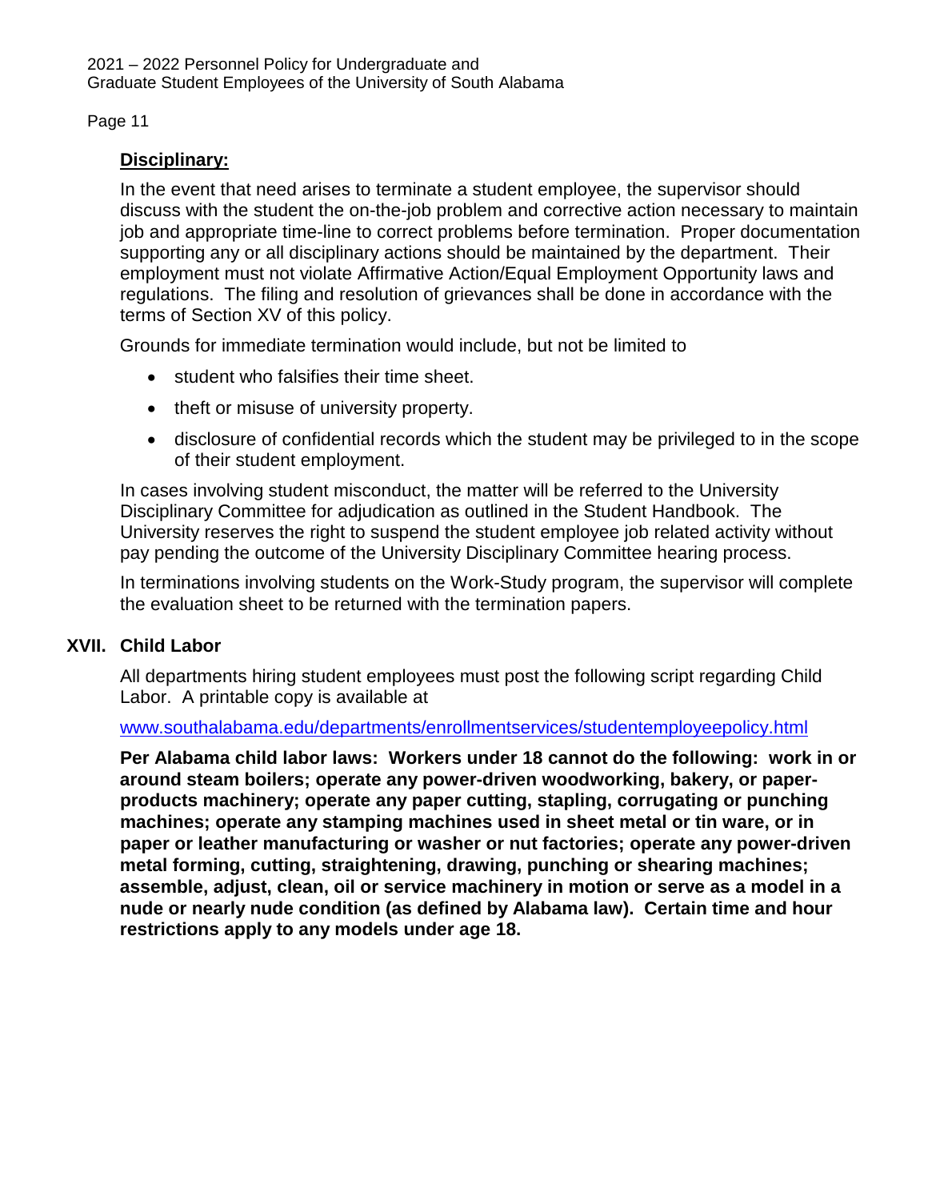**<u>Disciplinary:</u>**

In the event that need arises to terminate a student employee, the supervisor should discuss with the student the on-the-job problem and corrective action necessary to maintain job and appropriate time-line to correct problems before termination. Proper documentation supporting any or all disciplinary actions should be maintained by the department. Their employment must not violate Affirmative Action/Equal Employment Opportunity laws and regulations. The filing and resolution of grievances shall be done in accordance with the terms of Section XV of this policy.

Grounds for immediate termination would include, but not be limited to

- student who falsifies their time sheet.
- theft or misuse of university property.
- disclosure of confidential records which the student may be privileged to in the scope of their student employment.

In cases involving student misconduct, the matter will be referred to the University Disciplinary Committee for adjudication as outlined in the Student Handbook. The University reserves the right to suspend the student employee job related activity without pay pending the outcome of the University Disciplinary Committee hearing process.

In terminations involving students on the Work-Study program, the supervisor will complete the evaluation sheet to be returned with the termination papers.

## XVII. Child Labor

All departments hiring student employees must post the following script regarding Child Labor. A printable copy is available at

www.southalabama.edu/departments/enrollmentservices/studentemployeepolicy.html

**Per Alabama child labor laws: Workers under 18 cannot do the following: work in or around steam boilers; operate any power-driven woodworking, bakery, or paper-products machinery; operate any paper cutting, stapling, corrugating or punching machines; operate any stamping machines used in sheet metal or tin ware, or in paper or leather manufacturing or washer or nut factories; operate any power-driven metal forming, cutting, straightening, drawing, punching or shearing machines; assemble, adjust, clean, oil or service machinery in motion or serve as a model in a nude or nearly nude condition (as defined by Alabama law). Certain time and hour restrictions apply to any models under age 18.**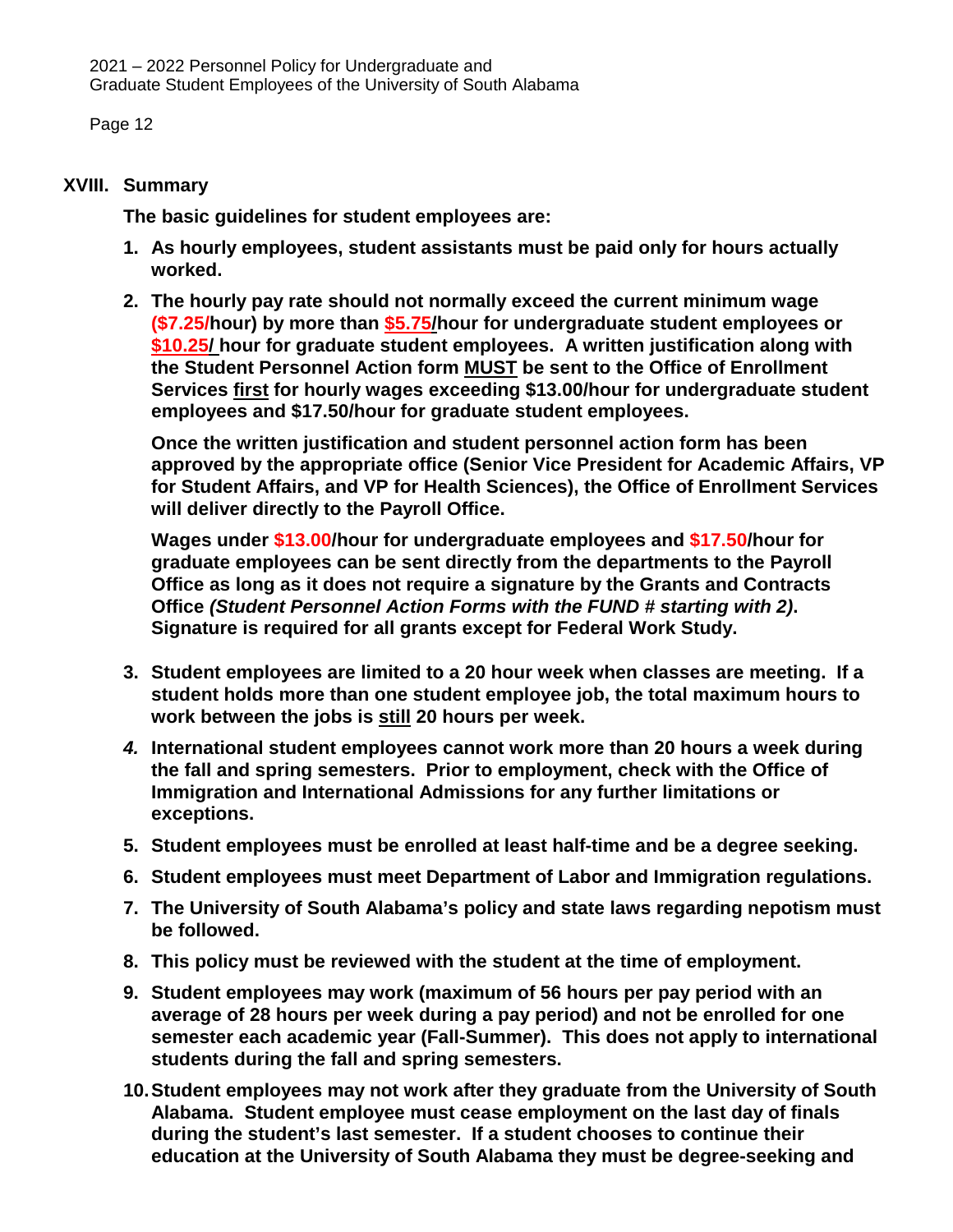## XVIII. Summary

**The basic guidelines for student employees are:**

1. **As hourly employees, student assistants must be paid only for hours actually worked.**
2. **The hourly pay rate should not normally exceed the current minimum wage ($7.25/hour) by more than $5.75/hour for undergraduate student employees or $10.25/ hour for graduate student employees. A written justification along with the Student Personnel Action form MUST be sent to the Office of Enrollment Services first for hourly wages exceeding $13.00/hour for undergraduate student employees and $17.50/hour for graduate student employees.**

   **Once the written justification and student personnel action form has been approved by the appropriate office (Senior Vice President for Academic Affairs, VP for Student Affairs, and VP for Health Sciences), the Office of Enrollment Services will deliver directly to the Payroll Office.**

   **Wages under $13.00/hour for undergraduate employees and $17.50/hour for graduate employees can be sent directly from the departments to the Payroll Office as long as it does not require a signature by the Grants and Contracts Office *(Student Personnel Action Forms with the FUND # starting with 2)*. Signature is required for all grants except for Federal Work Study.**

3. **Student employees are limited to a 20 hour week when classes are meeting. If a student holds more than one student employee job, the total maximum hours to work between the jobs is still 20 hours per week.**
4. **International student employees cannot work more than 20 hours a week during the fall and spring semesters. Prior to employment, check with the Office of Immigration and International Admissions for any further limitations or exceptions.**
5. **Student employees must be enrolled at least half-time and be a degree seeking.**
6. **Student employees must meet Department of Labor and Immigration regulations.**
7. **The University of South Alabama's policy and state laws regarding nepotism must be followed.**
8. **This policy must be reviewed with the student at the time of employment.**
9. **Student employees may work (maximum of 56 hours per pay period with an average of 28 hours per week during a pay period) and not be enrolled for one semester each academic year (Fall-Summer). This does not apply to international students during the fall and spring semesters.**
10. **Student employees may not work after they graduate from the University of South Alabama. Student employee must cease employment on the last day of finals during the student's last semester. If a student chooses to continue their education at the University of South Alabama they must be degree-seeking and**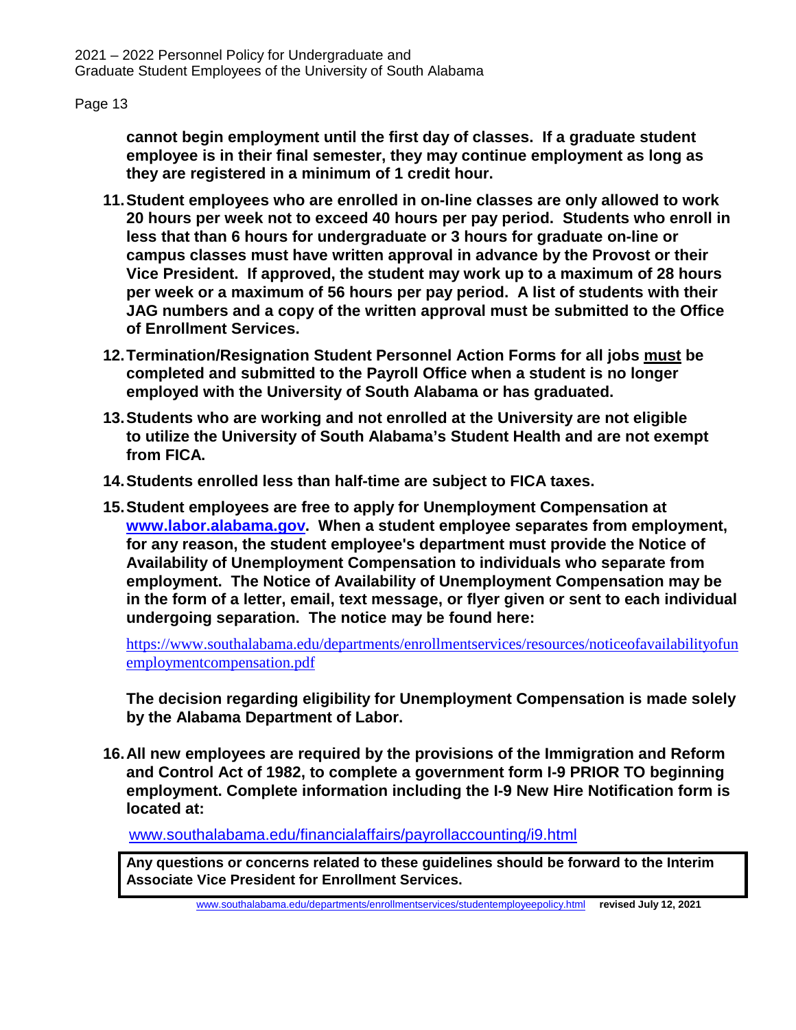**cannot begin employment until the first day of classes. If a graduate student employee is in their final semester, they may continue employment as long as they are registered in a minimum of 1 credit hour.**

11. **Student employees who are enrolled in on-line classes are only allowed to work 20 hours per week not to exceed 40 hours per pay period. Students who enroll in less that than 6 hours for undergraduate or 3 hours for graduate on-line or campus classes must have written approval in advance by the Provost or their Vice President. If approved, the student may work up to a maximum of 28 hours per week or a maximum of 56 hours per pay period. A list of students with their JAG numbers and a copy of the written approval must be submitted to the Office of Enrollment Services.**

12. **Termination/Resignation Student Personnel Action Forms for all jobs <u>must</u> be completed and submitted to the Payroll Office when a student is no longer employed with the University of South Alabama or has graduated.**

13. **Students who are working and not enrolled at the University are not eligible to utilize the University of South Alabama's Student Health and are not exempt from FICA.**

14. **Students enrolled less than half-time are subject to FICA taxes.**

15. **Student employees are free to apply for Unemployment Compensation at [www.labor.alabama.gov](http://www.labor.alabama.gov). When a student employee separates from employment, for any reason, the student employee's department must provide the Notice of Availability of Unemployment Compensation to individuals who separate from employment. The Notice of Availability of Unemployment Compensation may be in the form of a letter, email, text message, or flyer given or sent to each individual undergoing separation. The notice may be found here:**

    https://www.southalabama.edu/departments/enrollmentservices/resources/noticeofavailabilityofunemploymentcompensation.pdf

    **The decision regarding eligibility for Unemployment Compensation is made solely by the Alabama Department of Labor.**

16. **All new employees are required by the provisions of the Immigration and Reform and Control Act of 1982, to complete a government form I-9 PRIOR TO beginning employment. Complete information including the I-9 New Hire Notification form is located at:**

    www.southalabama.edu/financialaffairs/payrollaccounting/i9.html

**Any questions or concerns related to these guidelines should be forward to the Interim Associate Vice President for Enrollment Services.**

www.southalabama.edu/departments/enrollmentservices/studentemployeepolicy.html **revised July 12, 2021**